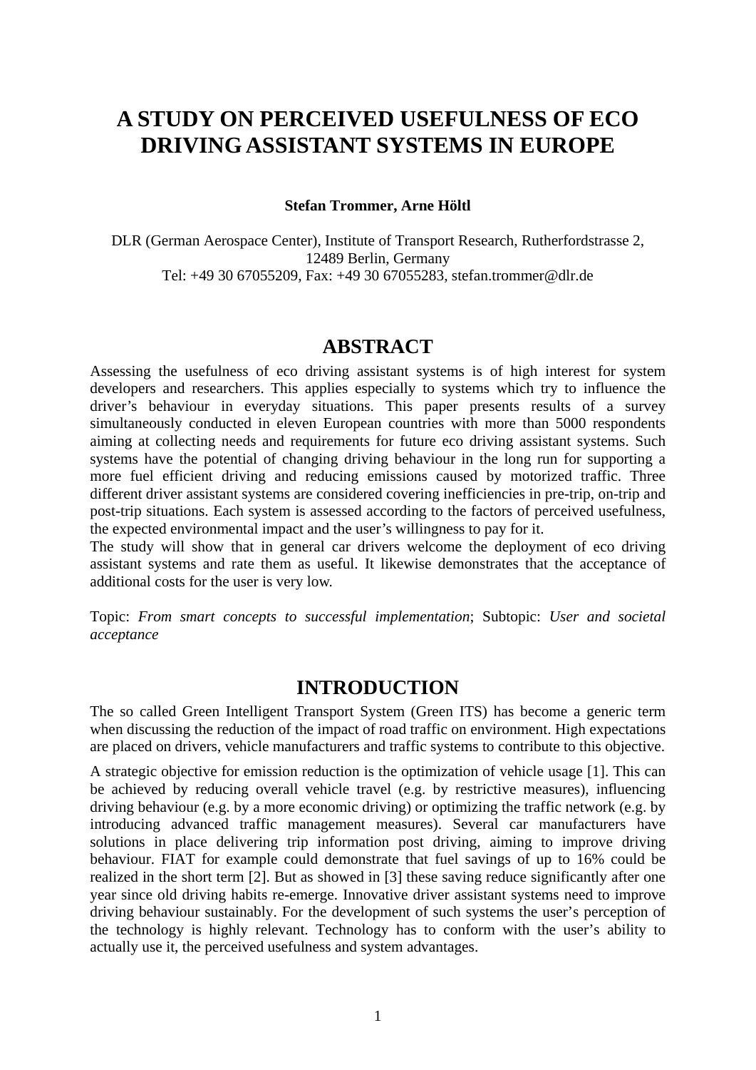# A STUDY ON PERCEIVED USEFULNESS OF ECO DRIVING ASSISTANT SYSTEMS IN EUROPE

**Stefan Trommer, Arne Höltl**

DLR (German Aerospace Center), Institute of Transport Research, Rutherfordstrasse 2, 12489 Berlin, Germany
Tel: +49 30 67055209, Fax: +49 30 67055283, stefan.trommer@dlr.de

## ABSTRACT

Assessing the usefulness of eco driving assistant systems is of high interest for system developers and researchers. This applies especially to systems which try to influence the driver's behaviour in everyday situations. This paper presents results of a survey simultaneously conducted in eleven European countries with more than 5000 respondents aiming at collecting needs and requirements for future eco driving assistant systems. Such systems have the potential of changing driving behaviour in the long run for supporting a more fuel efficient driving and reducing emissions caused by motorized traffic. Three different driver assistant systems are considered covering inefficiencies in pre-trip, on-trip and post-trip situations. Each system is assessed according to the factors of perceived usefulness, the expected environmental impact and the user's willingness to pay for it.

The study will show that in general car drivers welcome the deployment of eco driving assistant systems and rate them as useful. It likewise demonstrates that the acceptance of additional costs for the user is very low.

Topic: *From smart concepts to successful implementation*; Subtopic: *User and societal acceptance*

## INTRODUCTION

The so called Green Intelligent Transport System (Green ITS) has become a generic term when discussing the reduction of the impact of road traffic on environment. High expectations are placed on drivers, vehicle manufacturers and traffic systems to contribute to this objective.

A strategic objective for emission reduction is the optimization of vehicle usage [1]. This can be achieved by reducing overall vehicle travel (e.g. by restrictive measures), influencing driving behaviour (e.g. by a more economic driving) or optimizing the traffic network (e.g. by introducing advanced traffic management measures). Several car manufacturers have solutions in place delivering trip information post driving, aiming to improve driving behaviour. FIAT for example could demonstrate that fuel savings of up to 16% could be realized in the short term [2]. But as showed in [3] these saving reduce significantly after one year since old driving habits re-emerge. Innovative driver assistant systems need to improve driving behaviour sustainably. For the development of such systems the user's perception of the technology is highly relevant. Technology has to conform with the user's ability to actually use it, the perceived usefulness and system advantages.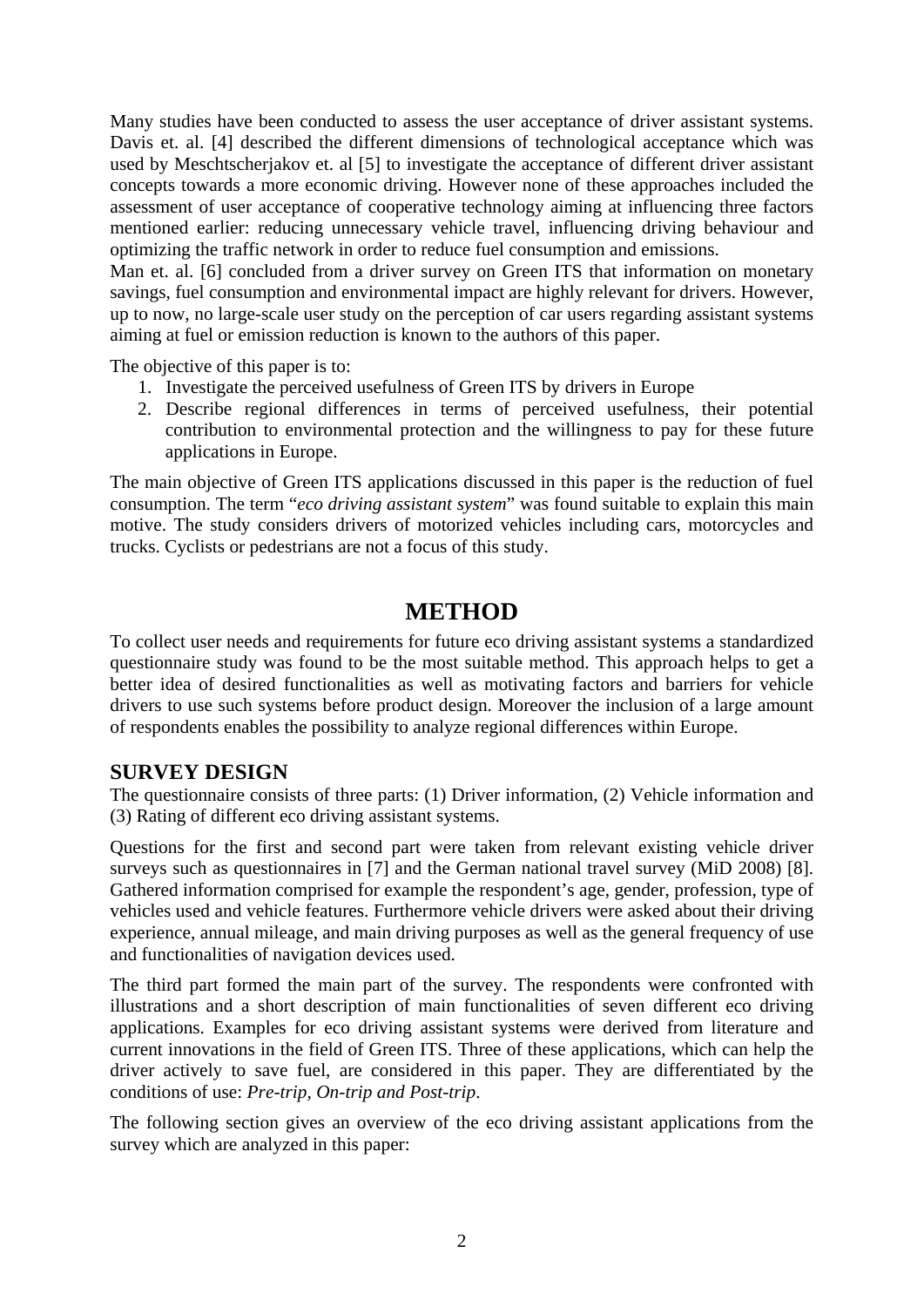Many studies have been conducted to assess the user acceptance of driver assistant systems. Davis et. al. [4] described the different dimensions of technological acceptance which was used by Meschtscherjakov et. al [5] to investigate the acceptance of different driver assistant concepts towards a more economic driving. However none of these approaches included the assessment of user acceptance of cooperative technology aiming at influencing three factors mentioned earlier: reducing unnecessary vehicle travel, influencing driving behaviour and optimizing the traffic network in order to reduce fuel consumption and emissions.

Man et. al. [6] concluded from a driver survey on Green ITS that information on monetary savings, fuel consumption and environmental impact are highly relevant for drivers. However, up to now, no large-scale user study on the perception of car users regarding assistant systems aiming at fuel or emission reduction is known to the authors of this paper.

The objective of this paper is to:

1. Investigate the perceived usefulness of Green ITS by drivers in Europe
2. Describe regional differences in terms of perceived usefulness, their potential contribution to environmental protection and the willingness to pay for these future applications in Europe.

The main objective of Green ITS applications discussed in this paper is the reduction of fuel consumption. The term "*eco driving assistant system*" was found suitable to explain this main motive. The study considers drivers of motorized vehicles including cars, motorcycles and trucks. Cyclists or pedestrians are not a focus of this study.

# METHOD

To collect user needs and requirements for future eco driving assistant systems a standardized questionnaire study was found to be the most suitable method. This approach helps to get a better idea of desired functionalities as well as motivating factors and barriers for vehicle drivers to use such systems before product design. Moreover the inclusion of a large amount of respondents enables the possibility to analyze regional differences within Europe.

## SURVEY DESIGN

The questionnaire consists of three parts: (1) Driver information, (2) Vehicle information and (3) Rating of different eco driving assistant systems.

Questions for the first and second part were taken from relevant existing vehicle driver surveys such as questionnaires in [7] and the German national travel survey (MiD 2008) [8]. Gathered information comprised for example the respondent's age, gender, profession, type of vehicles used and vehicle features. Furthermore vehicle drivers were asked about their driving experience, annual mileage, and main driving purposes as well as the general frequency of use and functionalities of navigation devices used.

The third part formed the main part of the survey. The respondents were confronted with illustrations and a short description of main functionalities of seven different eco driving applications. Examples for eco driving assistant systems were derived from literature and current innovations in the field of Green ITS. Three of these applications, which can help the driver actively to save fuel, are considered in this paper. They are differentiated by the conditions of use: *Pre-trip, On-trip and Post-trip*.

The following section gives an overview of the eco driving assistant applications from the survey which are analyzed in this paper: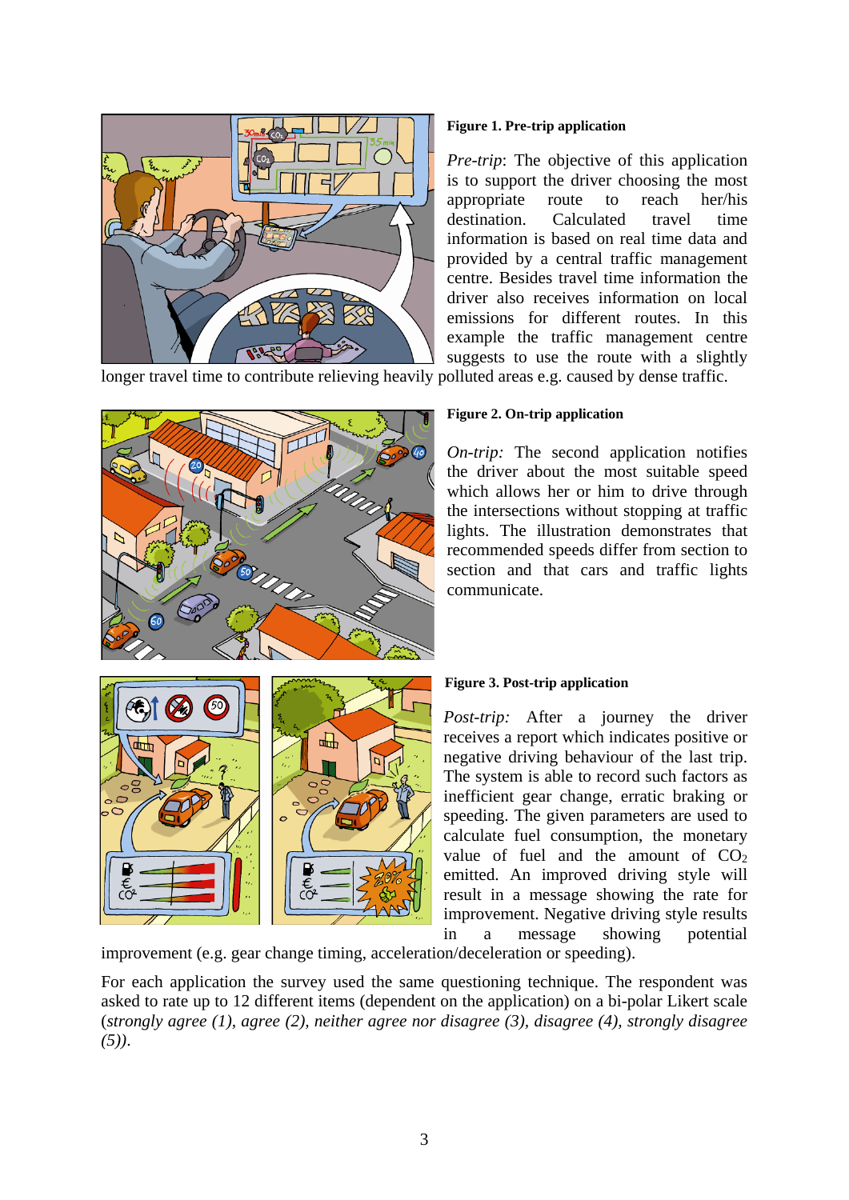**Figure 1. Pre-trip application**

*Pre-trip*: The objective of this application is to support the driver choosing the most appropriate route to reach her/his destination. Calculated travel time information is based on real time data and provided by a central traffic management centre. Besides travel time information the driver also receives information on local emissions for different routes. In this example the traffic management centre suggests to use the route with a slightly longer travel time to contribute relieving heavily polluted areas e.g. caused by dense traffic.

**Figure 2. On-trip application**

*On-trip:* The second application notifies the driver about the most suitable speed which allows her or him to drive through the intersections without stopping at traffic lights. The illustration demonstrates that recommended speeds differ from section to section and that cars and traffic lights communicate.

**Figure 3. Post-trip application**

*Post-trip:* After a journey the driver receives a report which indicates positive or negative driving behaviour of the last trip. The system is able to record such factors as inefficient gear change, erratic braking or speeding. The given parameters are used to calculate fuel consumption, the monetary value of fuel and the amount of $CO_2$ emitted. An improved driving style will result in a message showing the rate for improvement. Negative driving style results in a message showing potential improvement (e.g. gear change timing, acceleration/deceleration or speeding).

For each application the survey used the same questioning technique. The respondent was asked to rate up to 12 different items (dependent on the application) on a bi-polar Likert scale (*strongly agree (1), agree (2), neither agree nor disagree (3), disagree (4), strongly disagree (5)).*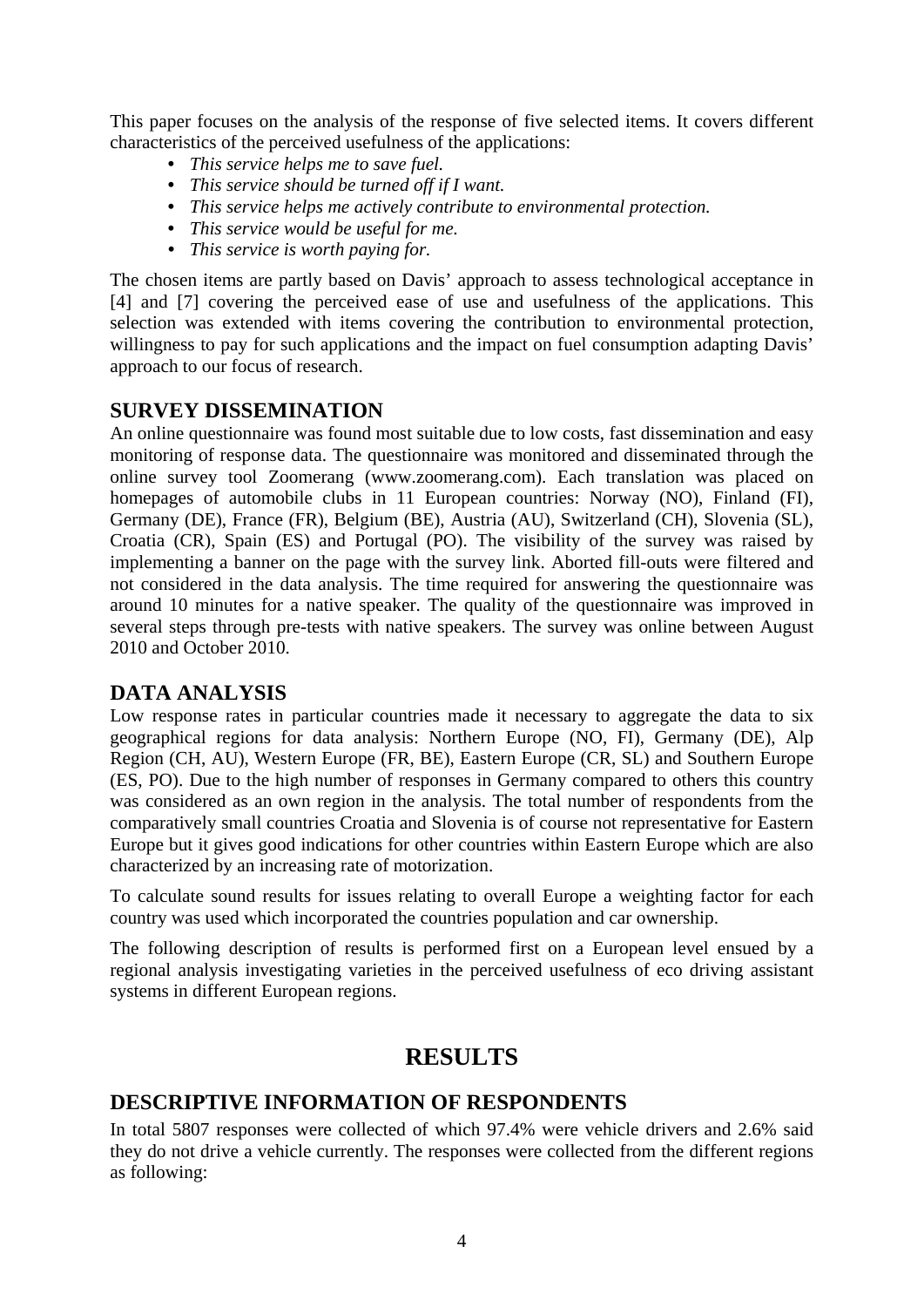This paper focuses on the analysis of the response of five selected items. It covers different characteristics of the perceived usefulness of the applications:

- *This service helps me to save fuel.*
- *This service should be turned off if I want.*
- *This service helps me actively contribute to environmental protection.*
- *This service would be useful for me.*
- *This service is worth paying for.*

The chosen items are partly based on Davis' approach to assess technological acceptance in [4] and [7] covering the perceived ease of use and usefulness of the applications. This selection was extended with items covering the contribution to environmental protection, willingness to pay for such applications and the impact on fuel consumption adapting Davis' approach to our focus of research.

## SURVEY DISSEMINATION

An online questionnaire was found most suitable due to low costs, fast dissemination and easy monitoring of response data. The questionnaire was monitored and disseminated through the online survey tool Zoomerang (www.zoomerang.com). Each translation was placed on homepages of automobile clubs in 11 European countries: Norway (NO), Finland (FI), Germany (DE), France (FR), Belgium (BE), Austria (AU), Switzerland (CH), Slovenia (SL), Croatia (CR), Spain (ES) and Portugal (PO). The visibility of the survey was raised by implementing a banner on the page with the survey link. Aborted fill-outs were filtered and not considered in the data analysis. The time required for answering the questionnaire was around 10 minutes for a native speaker. The quality of the questionnaire was improved in several steps through pre-tests with native speakers. The survey was online between August 2010 and October 2010.

## DATA ANALYSIS

Low response rates in particular countries made it necessary to aggregate the data to six geographical regions for data analysis: Northern Europe (NO, FI), Germany (DE), Alp Region (CH, AU), Western Europe (FR, BE), Eastern Europe (CR, SL) and Southern Europe (ES, PO). Due to the high number of responses in Germany compared to others this country was considered as an own region in the analysis. The total number of respondents from the comparatively small countries Croatia and Slovenia is of course not representative for Eastern Europe but it gives good indications for other countries within Eastern Europe which are also characterized by an increasing rate of motorization.

To calculate sound results for issues relating to overall Europe a weighting factor for each country was used which incorporated the countries population and car ownership.

The following description of results is performed first on a European level ensued by a regional analysis investigating varieties in the perceived usefulness of eco driving assistant systems in different European regions.

# RESULTS

## DESCRIPTIVE INFORMATION OF RESPONDENTS

In total 5807 responses were collected of which 97.4% were vehicle drivers and 2.6% said they do not drive a vehicle currently. The responses were collected from the different regions as following: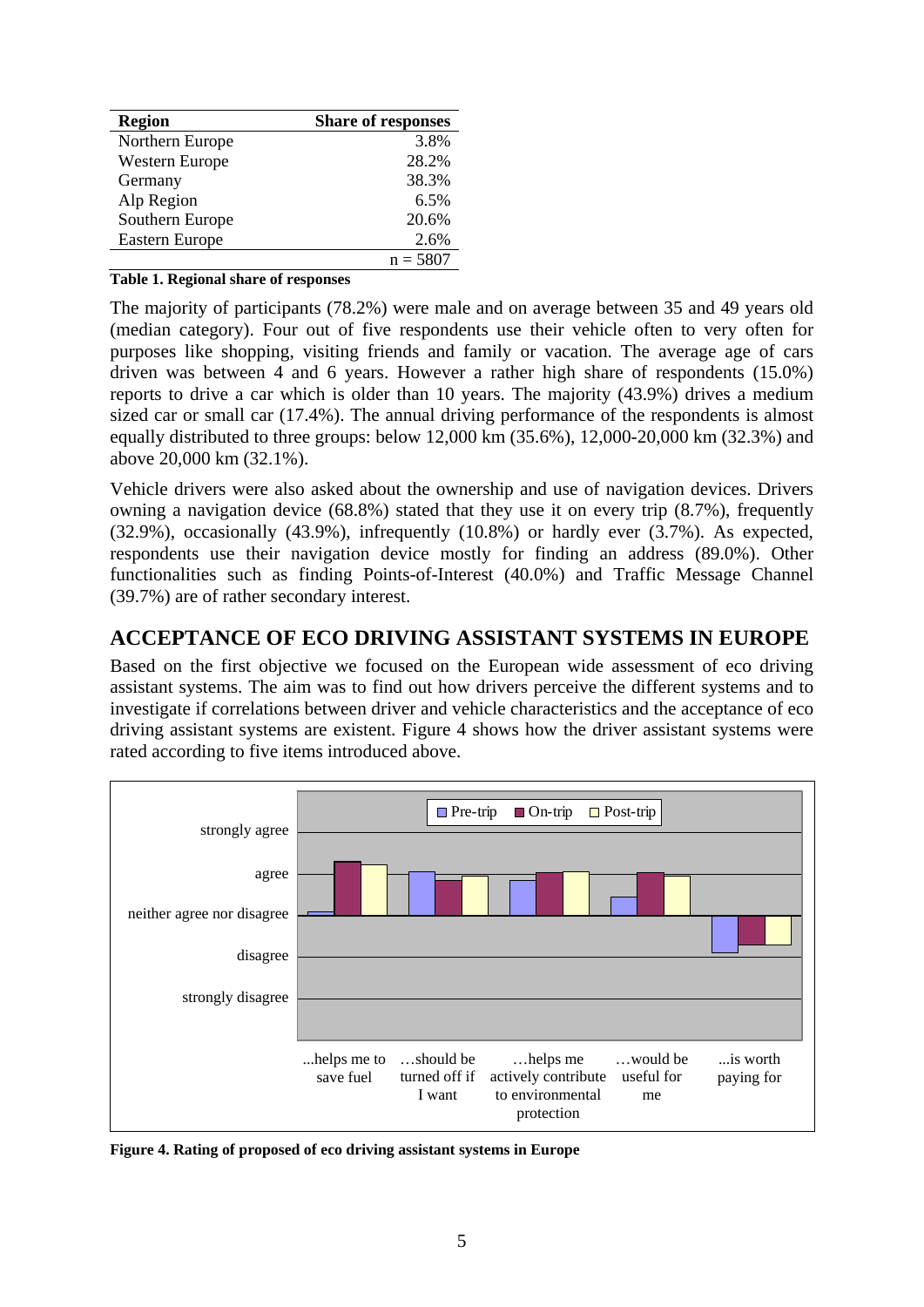| Region | Share of responses |
|---|---|
| Northern Europe | 3.8% |
| Western Europe | 28.2% |
| Germany | 38.3% |
| Alp Region | 6.5% |
| Southern Europe | 20.6% |
| Eastern Europe | 2.6% |
| | n = 5807 |

**Table 1. Regional share of responses**

The majority of participants (78.2%) were male and on average between 35 and 49 years old (median category). Four out of five respondents use their vehicle often to very often for purposes like shopping, visiting friends and family or vacation. The average age of cars driven was between 4 and 6 years. However a rather high share of respondents (15.0%) reports to drive a car which is older than 10 years. The majority (43.9%) drives a medium sized car or small car (17.4%). The annual driving performance of the respondents is almost equally distributed to three groups: below 12,000 km (35.6%), 12,000-20,000 km (32.3%) and above 20,000 km (32.1%).

Vehicle drivers were also asked about the ownership and use of navigation devices. Drivers owning a navigation device (68.8%) stated that they use it on every trip (8.7%), frequently (32.9%), occasionally (43.9%), infrequently (10.8%) or hardly ever (3.7%). As expected, respondents use their navigation device mostly for finding an address (89.0%). Other functionalities such as finding Points-of-Interest (40.0%) and Traffic Message Channel (39.7%) are of rather secondary interest.

## ACCEPTANCE OF ECO DRIVING ASSISTANT SYSTEMS IN EUROPE

Based on the first objective we focused on the European wide assessment of eco driving assistant systems. The aim was to find out how drivers perceive the different systems and to investigate if correlations between driver and vehicle characteristics and the acceptance of eco driving assistant systems are existent. Figure 4 shows how the driver assistant systems were rated according to five items introduced above.

**Figure 4. Rating of proposed of eco driving assistant systems in Europe**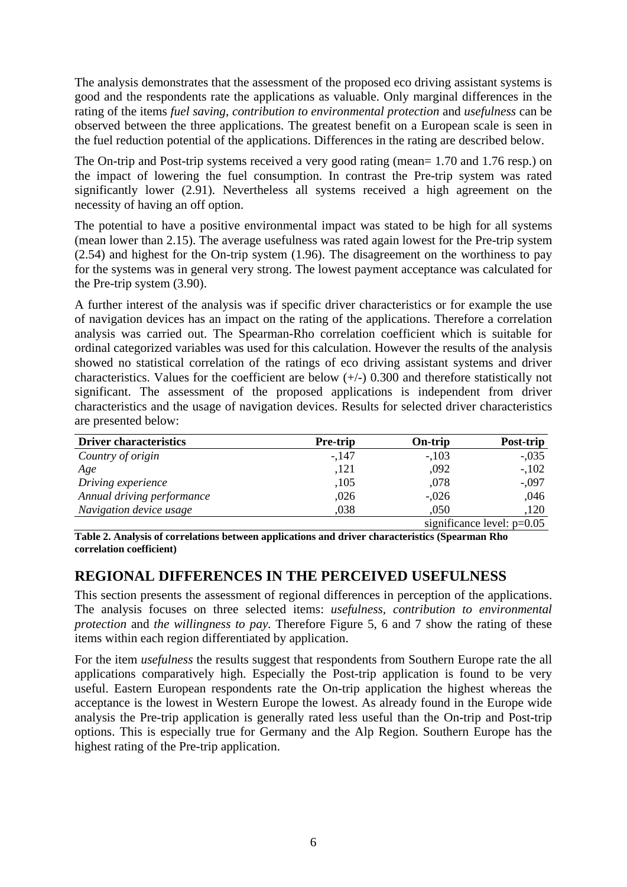The analysis demonstrates that the assessment of the proposed eco driving assistant systems is good and the respondents rate the applications as valuable. Only marginal differences in the rating of the items *fuel saving*, *contribution to environmental protection* and *usefulness* can be observed between the three applications. The greatest benefit on a European scale is seen in the fuel reduction potential of the applications. Differences in the rating are described below.

The On-trip and Post-trip systems received a very good rating (mean= 1.70 and 1.76 resp.) on the impact of lowering the fuel consumption. In contrast the Pre-trip system was rated significantly lower (2.91). Nevertheless all systems received a high agreement on the necessity of having an off option.

The potential to have a positive environmental impact was stated to be high for all systems (mean lower than 2.15). The average usefulness was rated again lowest for the Pre-trip system (2.54) and highest for the On-trip system (1.96). The disagreement on the worthiness to pay for the systems was in general very strong. The lowest payment acceptance was calculated for the Pre-trip system (3.90).

A further interest of the analysis was if specific driver characteristics or for example the use of navigation devices has an impact on the rating of the applications. Therefore a correlation analysis was carried out. The Spearman-Rho correlation coefficient which is suitable for ordinal categorized variables was used for this calculation. However the results of the analysis showed no statistical correlation of the ratings of eco driving assistant systems and driver characteristics. Values for the coefficient are below (+/-) 0.300 and therefore statistically not significant. The assessment of the proposed applications is independent from driver characteristics and the usage of navigation devices. Results for selected driver characteristics are presented below:

| Driver characteristics | Pre-trip | On-trip | Post-trip |
|---|---|---|---|
| *Country of origin* | -,147 | -,103 | -,035 |
| *Age* | ,121 | ,092 | -,102 |
| *Driving experience* | ,105 | ,078 | -,097 |
| *Annual driving performance* | ,026 | -,026 | ,046 |
| *Navigation device usage* | ,038 | ,050 | ,120 |
| | | | significance level: p=0.05 |

**Table 2. Analysis of correlations between applications and driver characteristics (Spearman Rho correlation coefficient)**

## REGIONAL DIFFERENCES IN THE PERCEIVED USEFULNESS

This section presents the assessment of regional differences in perception of the applications. The analysis focuses on three selected items: *usefulness, contribution to environmental protection* and *the willingness to pay.* Therefore Figure 5, 6 and 7 show the rating of these items within each region differentiated by application.

For the item *usefulness* the results suggest that respondents from Southern Europe rate the all applications comparatively high. Especially the Post-trip application is found to be very useful. Eastern European respondents rate the On-trip application the highest whereas the acceptance is the lowest in Western Europe the lowest. As already found in the Europe wide analysis the Pre-trip application is generally rated less useful than the On-trip and Post-trip options. This is especially true for Germany and the Alp Region. Southern Europe has the highest rating of the Pre-trip application.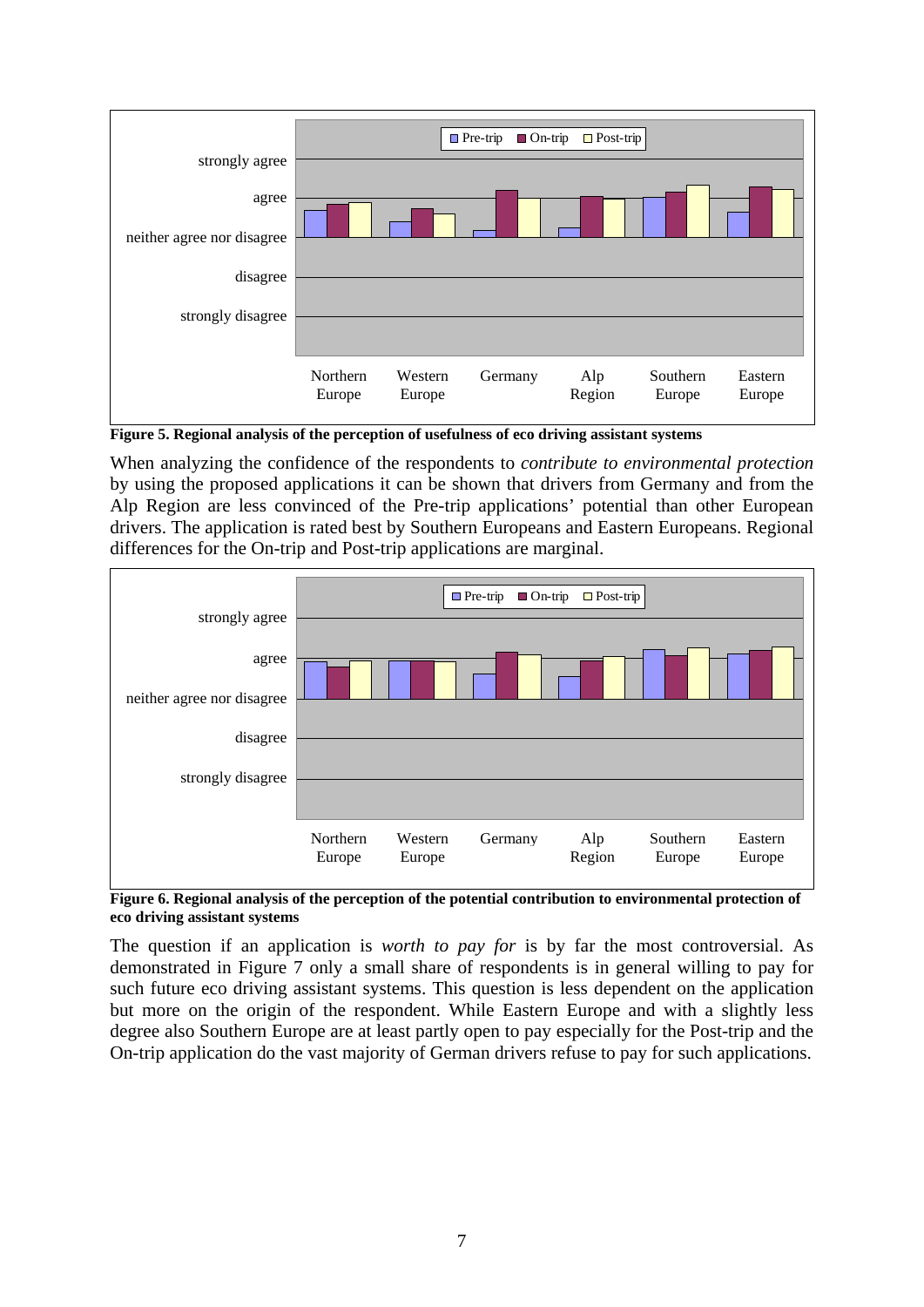**Figure 5. Regional analysis of the perception of usefulness of eco driving assistant systems**

When analyzing the confidence of the respondents to *contribute to environmental protection* by using the proposed applications it can be shown that drivers from Germany and from the Alp Region are less convinced of the Pre-trip applications' potential than other European drivers. The application is rated best by Southern Europeans and Eastern Europeans. Regional differences for the On-trip and Post-trip applications are marginal.

**Figure 6. Regional analysis of the perception of the potential contribution to environmental protection of eco driving assistant systems**

The question if an application is *worth to pay for* is by far the most controversial. As demonstrated in Figure 7 only a small share of respondents is in general willing to pay for such future eco driving assistant systems. This question is less dependent on the application but more on the origin of the respondent. While Eastern Europe and with a slightly less degree also Southern Europe are at least partly open to pay especially for the Post-trip and the On-trip application do the vast majority of German drivers refuse to pay for such applications.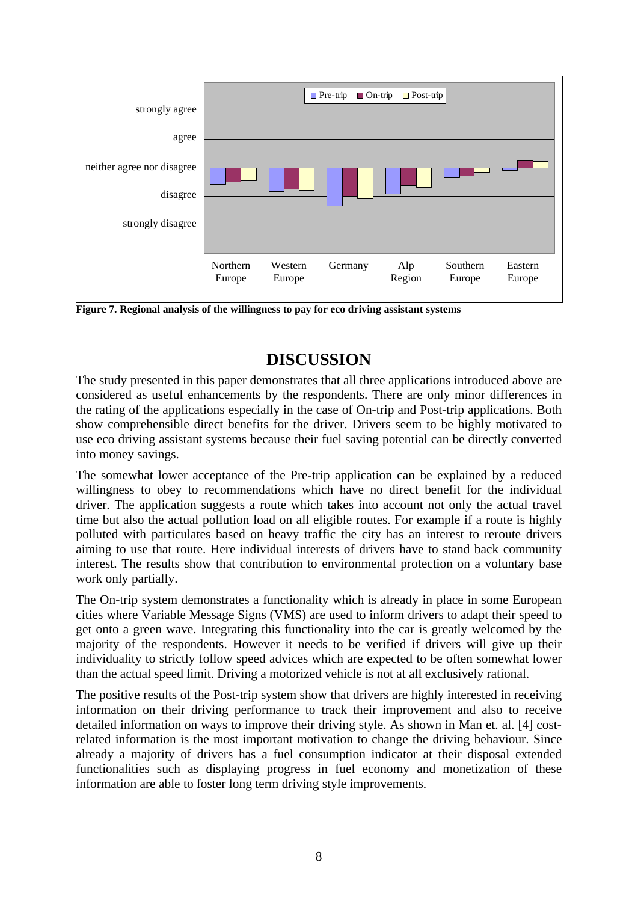Figure 7. Regional analysis of the willingness to pay for eco driving assistant systems

## DISCUSSION

The study presented in this paper demonstrates that all three applications introduced above are considered as useful enhancements by the respondents. There are only minor differences in the rating of the applications especially in the case of On-trip and Post-trip applications. Both show comprehensible direct benefits for the driver. Drivers seem to be highly motivated to use eco driving assistant systems because their fuel saving potential can be directly converted into money savings.

The somewhat lower acceptance of the Pre-trip application can be explained by a reduced willingness to obey to recommendations which have no direct benefit for the individual driver. The application suggests a route which takes into account not only the actual travel time but also the actual pollution load on all eligible routes. For example if a route is highly polluted with particulates based on heavy traffic the city has an interest to reroute drivers aiming to use that route. Here individual interests of drivers have to stand back community interest. The results show that contribution to environmental protection on a voluntary base work only partially.

The On-trip system demonstrates a functionality which is already in place in some European cities where Variable Message Signs (VMS) are used to inform drivers to adapt their speed to get onto a green wave. Integrating this functionality into the car is greatly welcomed by the majority of the respondents. However it needs to be verified if drivers will give up their individuality to strictly follow speed advices which are expected to be often somewhat lower than the actual speed limit. Driving a motorized vehicle is not at all exclusively rational.

The positive results of the Post-trip system show that drivers are highly interested in receiving information on their driving performance to track their improvement and also to receive detailed information on ways to improve their driving style. As shown in Man et. al. [4] cost-related information is the most important motivation to change the driving behaviour. Since already a majority of drivers has a fuel consumption indicator at their disposal extended functionalities such as displaying progress in fuel economy and monetization of these information are able to foster long term driving style improvements.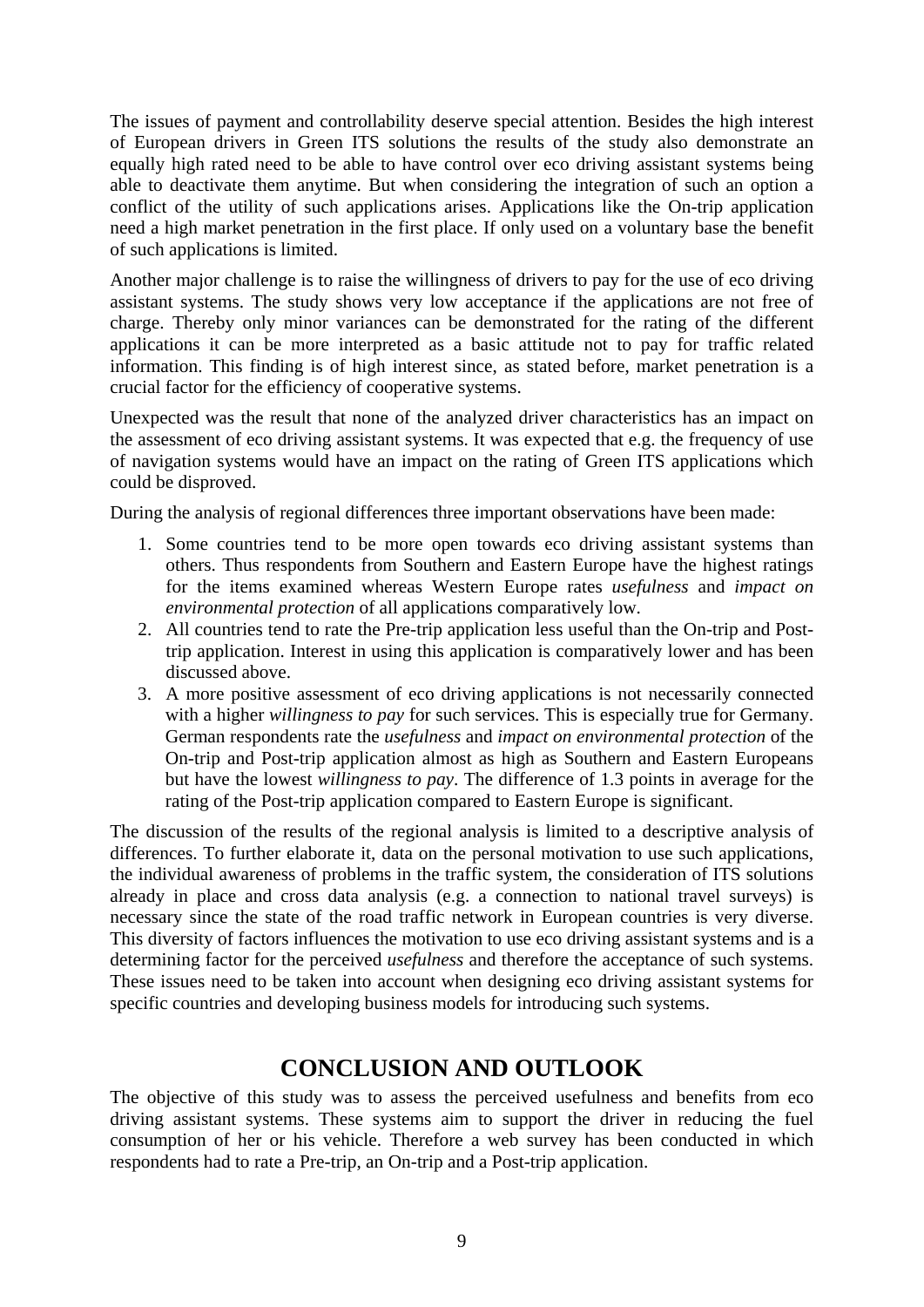The issues of payment and controllability deserve special attention. Besides the high interest of European drivers in Green ITS solutions the results of the study also demonstrate an equally high rated need to be able to have control over eco driving assistant systems being able to deactivate them anytime. But when considering the integration of such an option a conflict of the utility of such applications arises. Applications like the On-trip application need a high market penetration in the first place. If only used on a voluntary base the benefit of such applications is limited.

Another major challenge is to raise the willingness of drivers to pay for the use of eco driving assistant systems. The study shows very low acceptance if the applications are not free of charge. Thereby only minor variances can be demonstrated for the rating of the different applications it can be more interpreted as a basic attitude not to pay for traffic related information. This finding is of high interest since, as stated before, market penetration is a crucial factor for the efficiency of cooperative systems.

Unexpected was the result that none of the analyzed driver characteristics has an impact on the assessment of eco driving assistant systems. It was expected that e.g. the frequency of use of navigation systems would have an impact on the rating of Green ITS applications which could be disproved.

During the analysis of regional differences three important observations have been made:

1. Some countries tend to be more open towards eco driving assistant systems than others. Thus respondents from Southern and Eastern Europe have the highest ratings for the items examined whereas Western Europe rates *usefulness* and *impact on environmental protection* of all applications comparatively low.
2. All countries tend to rate the Pre-trip application less useful than the On-trip and Post-trip application. Interest in using this application is comparatively lower and has been discussed above.
3. A more positive assessment of eco driving applications is not necessarily connected with a higher *willingness to pay* for such services. This is especially true for Germany. German respondents rate the *usefulness* and *impact on environmental protection* of the On-trip and Post-trip application almost as high as Southern and Eastern Europeans but have the lowest *willingness to pay*. The difference of 1.3 points in average for the rating of the Post-trip application compared to Eastern Europe is significant.

The discussion of the results of the regional analysis is limited to a descriptive analysis of differences. To further elaborate it, data on the personal motivation to use such applications, the individual awareness of problems in the traffic system, the consideration of ITS solutions already in place and cross data analysis (e.g. a connection to national travel surveys) is necessary since the state of the road traffic network in European countries is very diverse. This diversity of factors influences the motivation to use eco driving assistant systems and is a determining factor for the perceived *usefulness* and therefore the acceptance of such systems. These issues need to be taken into account when designing eco driving assistant systems for specific countries and developing business models for introducing such systems.

# CONCLUSION AND OUTLOOK

The objective of this study was to assess the perceived usefulness and benefits from eco driving assistant systems. These systems aim to support the driver in reducing the fuel consumption of her or his vehicle. Therefore a web survey has been conducted in which respondents had to rate a Pre-trip, an On-trip and a Post-trip application.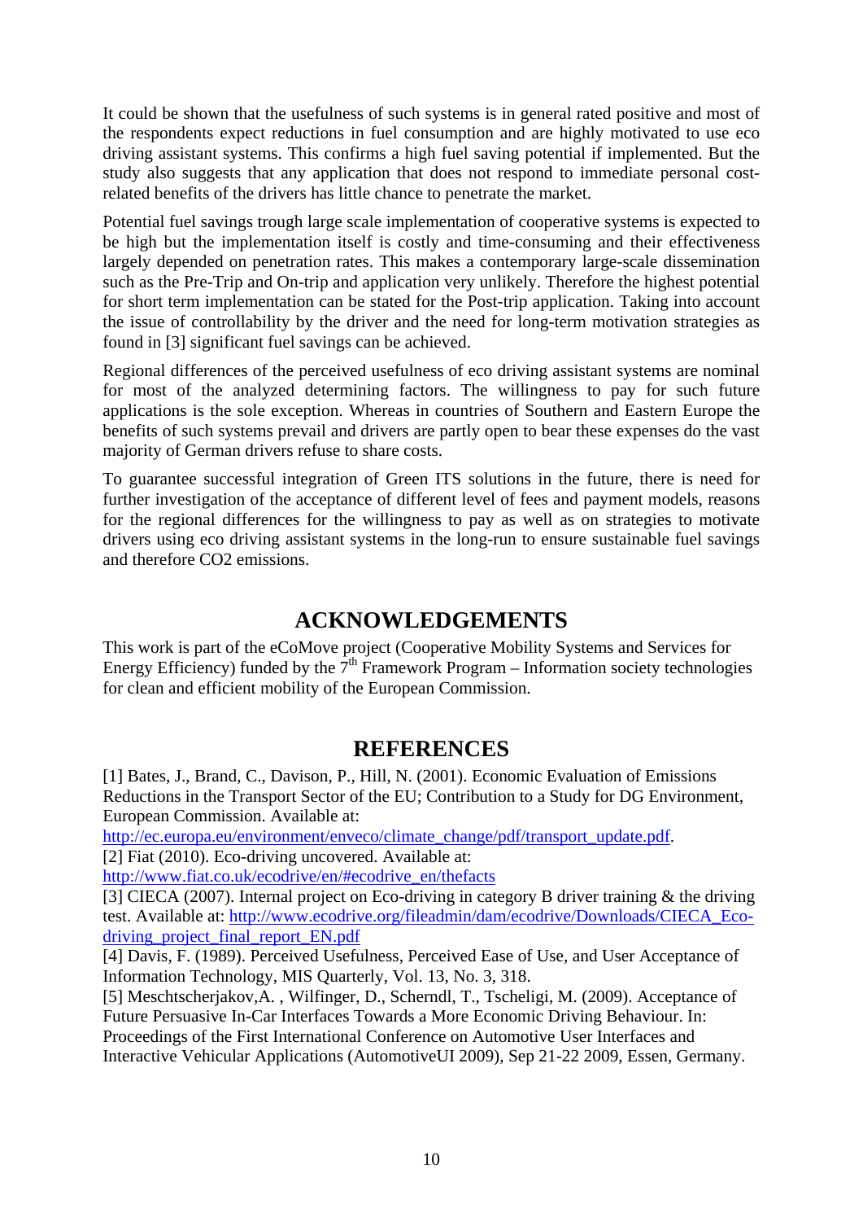It could be shown that the usefulness of such systems is in general rated positive and most of the respondents expect reductions in fuel consumption and are highly motivated to use eco driving assistant systems. This confirms a high fuel saving potential if implemented. But the study also suggests that any application that does not respond to immediate personal cost-related benefits of the drivers has little chance to penetrate the market.

Potential fuel savings trough large scale implementation of cooperative systems is expected to be high but the implementation itself is costly and time-consuming and their effectiveness largely depended on penetration rates. This makes a contemporary large-scale dissemination such as the Pre-Trip and On-trip and application very unlikely. Therefore the highest potential for short term implementation can be stated for the Post-trip application. Taking into account the issue of controllability by the driver and the need for long-term motivation strategies as found in [3] significant fuel savings can be achieved.

Regional differences of the perceived usefulness of eco driving assistant systems are nominal for most of the analyzed determining factors. The willingness to pay for such future applications is the sole exception. Whereas in countries of Southern and Eastern Europe the benefits of such systems prevail and drivers are partly open to bear these expenses do the vast majority of German drivers refuse to share costs.

To guarantee successful integration of Green ITS solutions in the future, there is need for further investigation of the acceptance of different level of fees and payment models, reasons for the regional differences for the willingness to pay as well as on strategies to motivate drivers using eco driving assistant systems in the long-run to ensure sustainable fuel savings and therefore CO2 emissions.

## ACKNOWLEDGEMENTS

This work is part of the eCoMove project (Cooperative Mobility Systems and Services for Energy Efficiency) funded by the 7th Framework Program – Information society technologies for clean and efficient mobility of the European Commission.

## REFERENCES

[1] Bates, J., Brand, C., Davison, P., Hill, N. (2001). Economic Evaluation of Emissions Reductions in the Transport Sector of the EU; Contribution to a Study for DG Environment, European Commission. Available at: http://ec.europa.eu/environment/enveco/climate_change/pdf/transport_update.pdf.

[2] Fiat (2010). Eco-driving uncovered. Available at: http://www.fiat.co.uk/ecodrive/en/#ecodrive_en/thefacts

[3] CIECA (2007). Internal project on Eco-driving in category B driver training & the driving test. Available at: http://www.ecodrive.org/fileadmin/dam/ecodrive/Downloads/CIECA_Eco-driving_project_final_report_EN.pdf

[4] Davis, F. (1989). Perceived Usefulness, Perceived Ease of Use, and User Acceptance of Information Technology, MIS Quarterly, Vol. 13, No. 3, 318.

[5] Meschtscherjakov,A. , Wilfinger, D., Scherndl, T., Tscheligi, M. (2009). Acceptance of Future Persuasive In-Car Interfaces Towards a More Economic Driving Behaviour. In: Proceedings of the First International Conference on Automotive User Interfaces and Interactive Vehicular Applications (AutomotiveUI 2009), Sep 21-22 2009, Essen, Germany.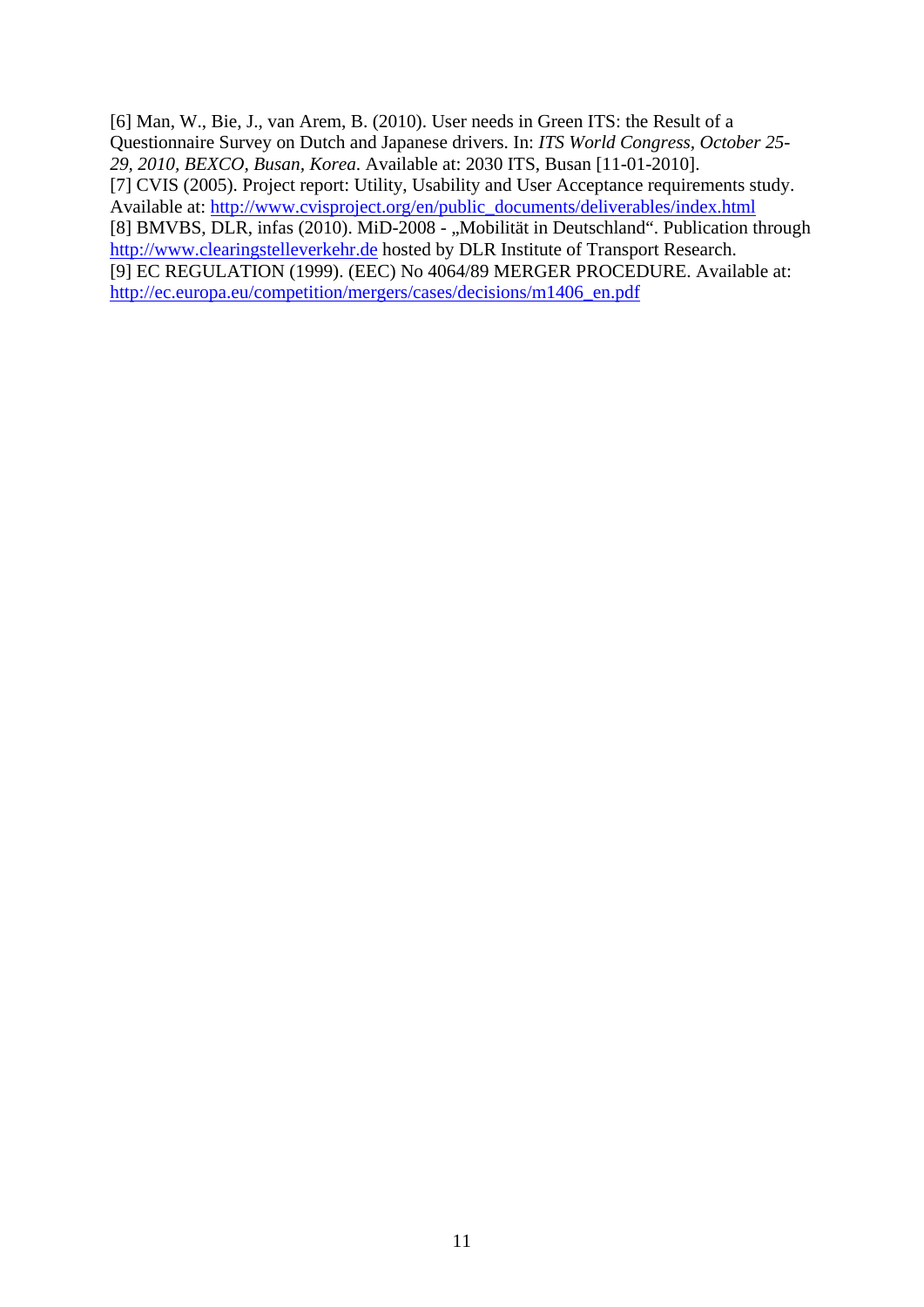[6] Man, W., Bie, J., van Arem, B. (2010). User needs in Green ITS: the Result of a Questionnaire Survey on Dutch and Japanese drivers. In: *ITS World Congress, October 25-29, 2010, BEXCO, Busan, Korea.* Available at: 2030 ITS, Busan [11-01-2010].

[7] CVIS (2005). Project report: Utility, Usability and User Acceptance requirements study. Available at: http://www.cvisproject.org/en/public_documents/deliverables/index.html

[8] BMVBS, DLR, infas (2010). MiD-2008 - „Mobilität in Deutschland". Publication through http://www.clearingstelleverkehr.de hosted by DLR Institute of Transport Research.

[9] EC REGULATION (1999). (EEC) No 4064/89 MERGER PROCEDURE. Available at: http://ec.europa.eu/competition/mergers/cases/decisions/m1406_en.pdf